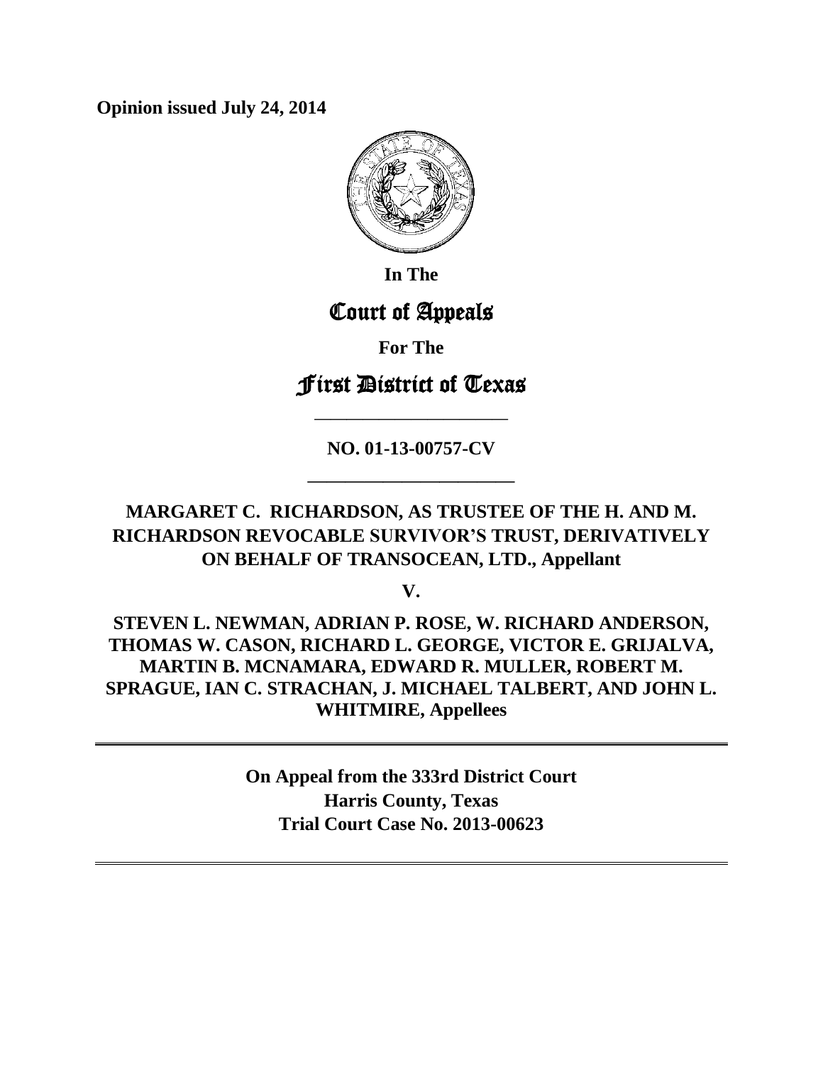**Opinion issued July 24, 2014**

**In The**

# Court of Appeals

**For The**

# First District of Texas

———————————

**NO. 01-13-00757-CV**

———————————

**MARGARET C. RICHARDSON, AS TRUSTEE OF THE H. AND M. RICHARDSON REVOCABLE SURVIVOR'S TRUST, DERIVATIVELY ON BEHALF OF TRANSOCEAN, LTD., Appellant**

**V.**

**STEVEN L. NEWMAN, ADRIAN P. ROSE, W. RICHARD ANDERSON, THOMAS W. CASON, RICHARD L. GEORGE, VICTOR E. GRIJALVA, MARTIN B. MCNAMARA, EDWARD R. MULLER, ROBERT M. SPRAGUE, IAN C. STRACHAN, J. MICHAEL TALBERT, AND JOHN L. WHITMIRE, Appellees**

---

**On Appeal from the 333rd District Court**
**Harris County, Texas**
**Trial Court Case No. 2013-00623**

---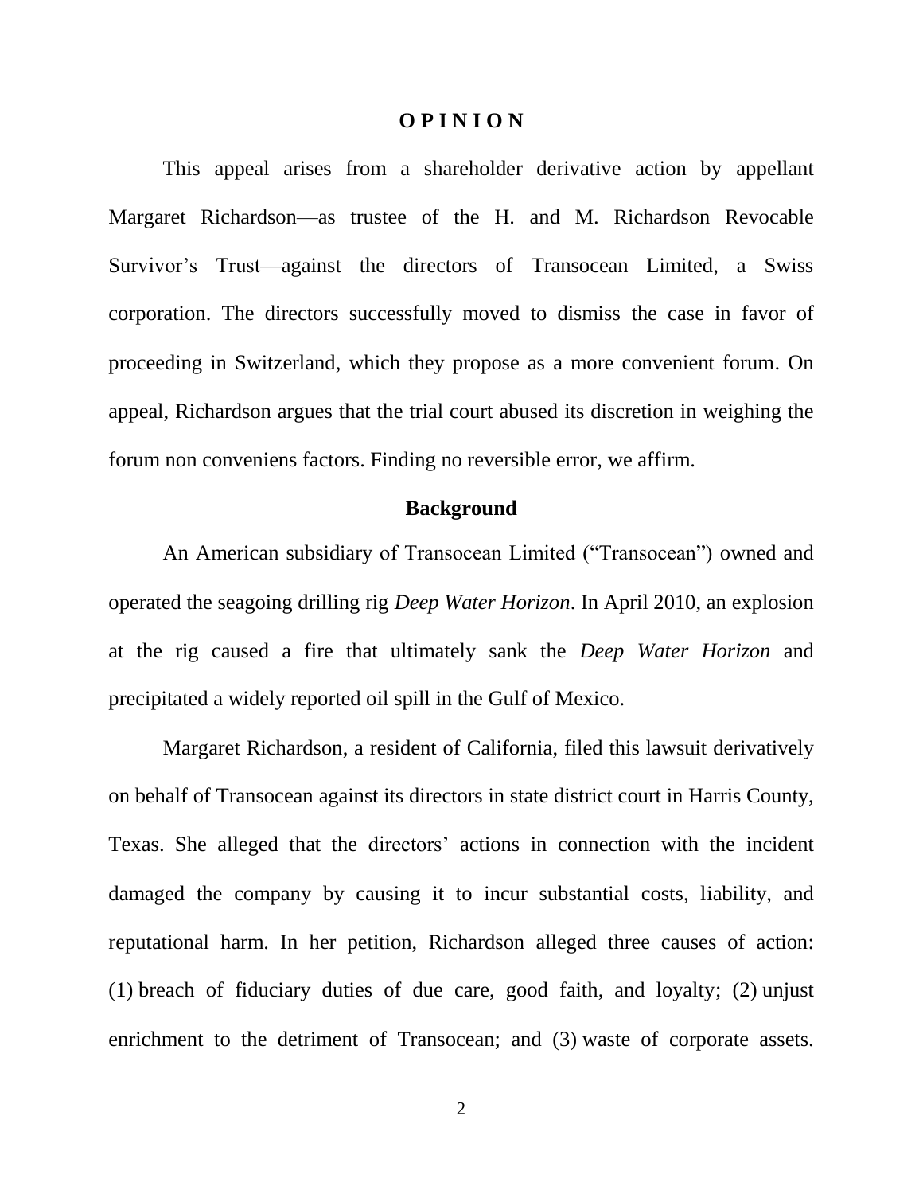# O P I N I O N

This appeal arises from a shareholder derivative action by appellant Margaret Richardson—as trustee of the H. and M. Richardson Revocable Survivor's Trust—against the directors of Transocean Limited, a Swiss corporation. The directors successfully moved to dismiss the case in favor of proceeding in Switzerland, which they propose as a more convenient forum. On appeal, Richardson argues that the trial court abused its discretion in weighing the forum non conveniens factors. Finding no reversible error, we affirm.

## Background

An American subsidiary of Transocean Limited ("Transocean") owned and operated the seagoing drilling rig *Deep Water Horizon*. In April 2010, an explosion at the rig caused a fire that ultimately sank the *Deep Water Horizon* and precipitated a widely reported oil spill in the Gulf of Mexico.

Margaret Richardson, a resident of California, filed this lawsuit derivatively on behalf of Transocean against its directors in state district court in Harris County, Texas. She alleged that the directors' actions in connection with the incident damaged the company by causing it to incur substantial costs, liability, and reputational harm. In her petition, Richardson alleged three causes of action: (1) breach of fiduciary duties of due care, good faith, and loyalty; (2) unjust enrichment to the detriment of Transocean; and (3) waste of corporate assets.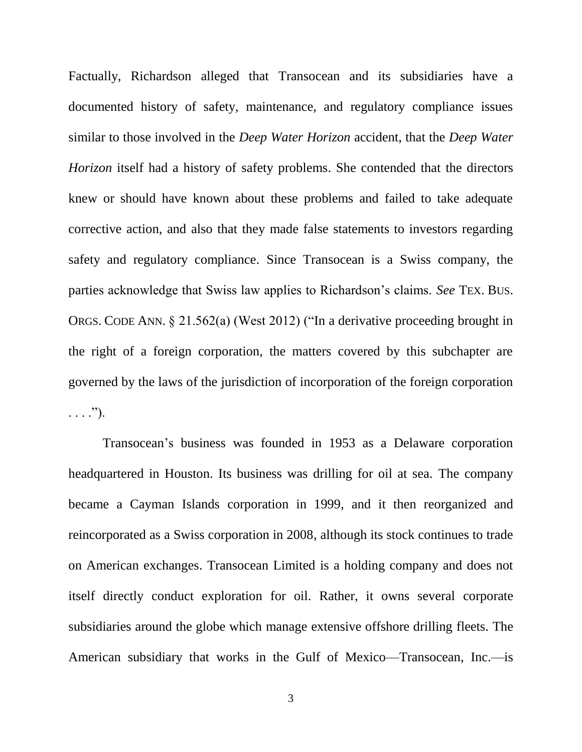Factually, Richardson alleged that Transocean and its subsidiaries have a documented history of safety, maintenance, and regulatory compliance issues similar to those involved in the *Deep Water Horizon* accident, that the *Deep Water Horizon* itself had a history of safety problems. She contended that the directors knew or should have known about these problems and failed to take adequate corrective action, and also that they made false statements to investors regarding safety and regulatory compliance. Since Transocean is a Swiss company, the parties acknowledge that Swiss law applies to Richardson's claims. *See* TEX. BUS. ORGS. CODE ANN. § 21.562(a) (West 2012) ("In a derivative proceeding brought in the right of a foreign corporation, the matters covered by this subchapter are governed by the laws of the jurisdiction of incorporation of the foreign corporation . . . .").

Transocean's business was founded in 1953 as a Delaware corporation headquartered in Houston. Its business was drilling for oil at sea. The company became a Cayman Islands corporation in 1999, and it then reorganized and reincorporated as a Swiss corporation in 2008, although its stock continues to trade on American exchanges. Transocean Limited is a holding company and does not itself directly conduct exploration for oil. Rather, it owns several corporate subsidiaries around the globe which manage extensive offshore drilling fleets. The American subsidiary that works in the Gulf of Mexico—Transocean, Inc.—is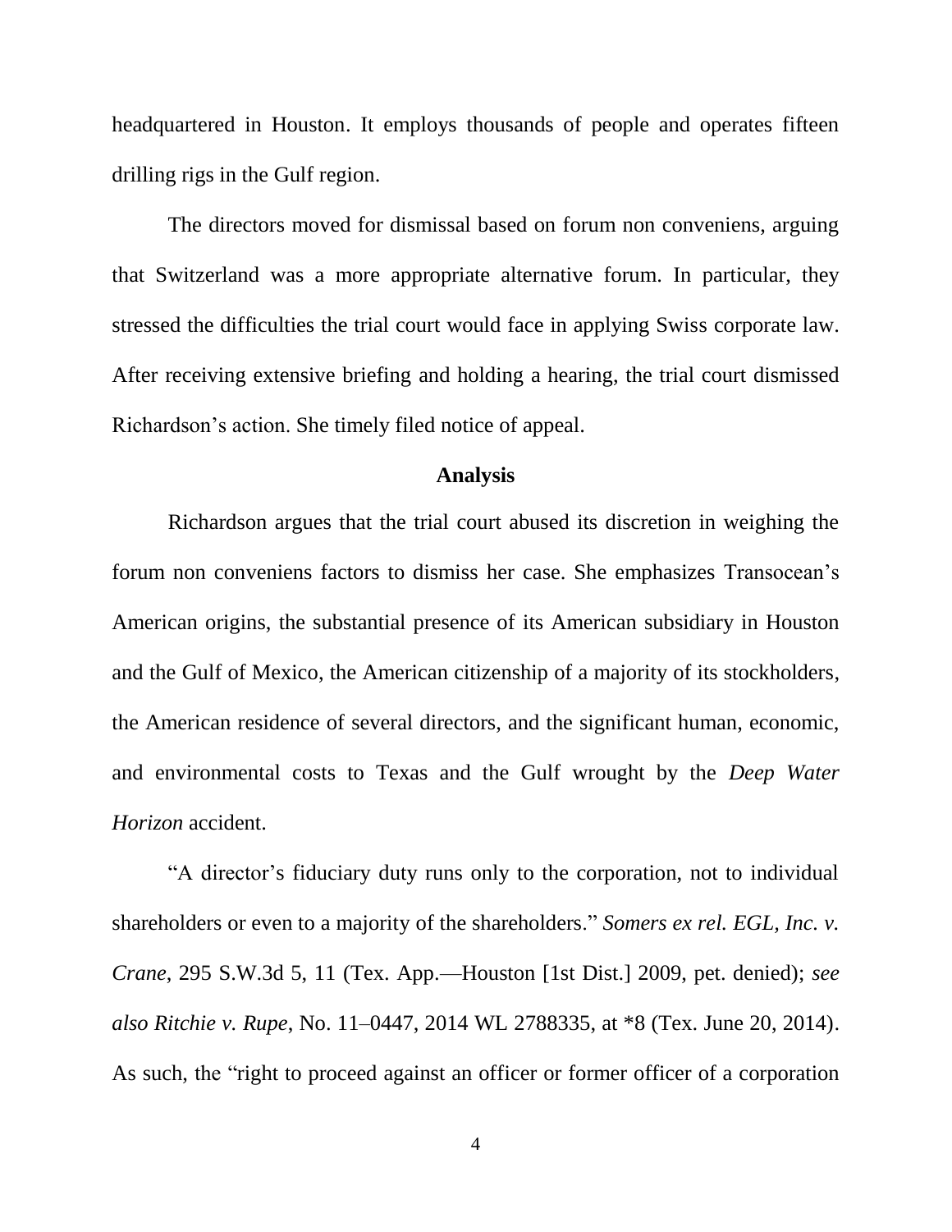headquartered in Houston. It employs thousands of people and operates fifteen drilling rigs in the Gulf region.

The directors moved for dismissal based on forum non conveniens, arguing that Switzerland was a more appropriate alternative forum. In particular, they stressed the difficulties the trial court would face in applying Swiss corporate law. After receiving extensive briefing and holding a hearing, the trial court dismissed Richardson's action. She timely filed notice of appeal.

## Analysis

Richardson argues that the trial court abused its discretion in weighing the forum non conveniens factors to dismiss her case. She emphasizes Transocean's American origins, the substantial presence of its American subsidiary in Houston and the Gulf of Mexico, the American citizenship of a majority of its stockholders, the American residence of several directors, and the significant human, economic, and environmental costs to Texas and the Gulf wrought by the *Deep Water Horizon* accident.

"A director's fiduciary duty runs only to the corporation, not to individual shareholders or even to a majority of the shareholders." *Somers ex rel. EGL, Inc. v. Crane*, 295 S.W.3d 5, 11 (Tex. App.—Houston [1st Dist.] 2009, pet. denied); *see also Ritchie v. Rupe*, No. 11–0447, 2014 WL 2788335, at *8 (Tex. June 20, 2014). As such, the "right to proceed against an officer or former officer of a corporation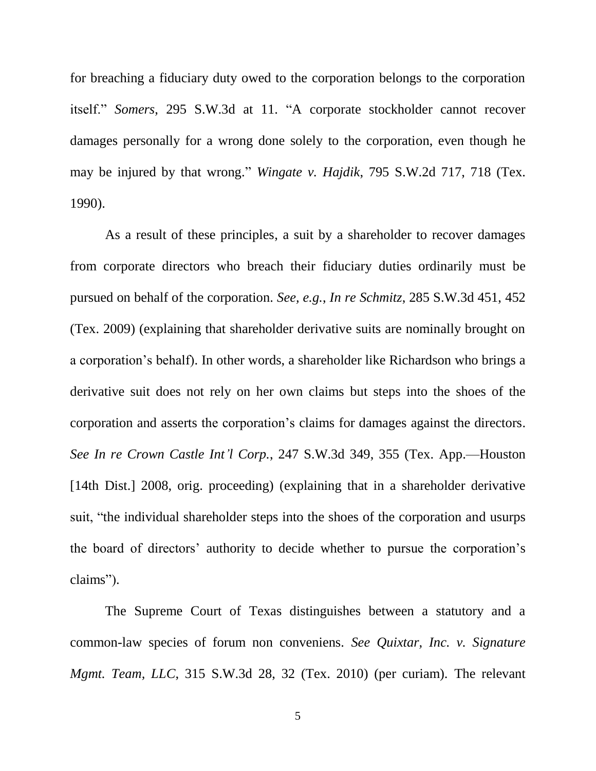for breaching a fiduciary duty owed to the corporation belongs to the corporation itself." *Somers*, 295 S.W.3d at 11. "A corporate stockholder cannot recover damages personally for a wrong done solely to the corporation, even though he may be injured by that wrong." *Wingate v. Hajdik*, 795 S.W.2d 717, 718 (Tex. 1990).

As a result of these principles, a suit by a shareholder to recover damages from corporate directors who breach their fiduciary duties ordinarily must be pursued on behalf of the corporation. *See, e.g.*, *In re Schmitz*, 285 S.W.3d 451, 452 (Tex. 2009) (explaining that shareholder derivative suits are nominally brought on a corporation's behalf). In other words, a shareholder like Richardson who brings a derivative suit does not rely on her own claims but steps into the shoes of the corporation and asserts the corporation's claims for damages against the directors. *See In re Crown Castle Int'l Corp.*, 247 S.W.3d 349, 355 (Tex. App.—Houston [14th Dist.] 2008, orig. proceeding) (explaining that in a shareholder derivative suit, "the individual shareholder steps into the shoes of the corporation and usurps the board of directors' authority to decide whether to pursue the corporation's claims").

The Supreme Court of Texas distinguishes between a statutory and a common-law species of forum non conveniens. *See Quixtar, Inc. v. Signature Mgmt. Team, LLC*, 315 S.W.3d 28, 32 (Tex. 2010) (per curiam). The relevant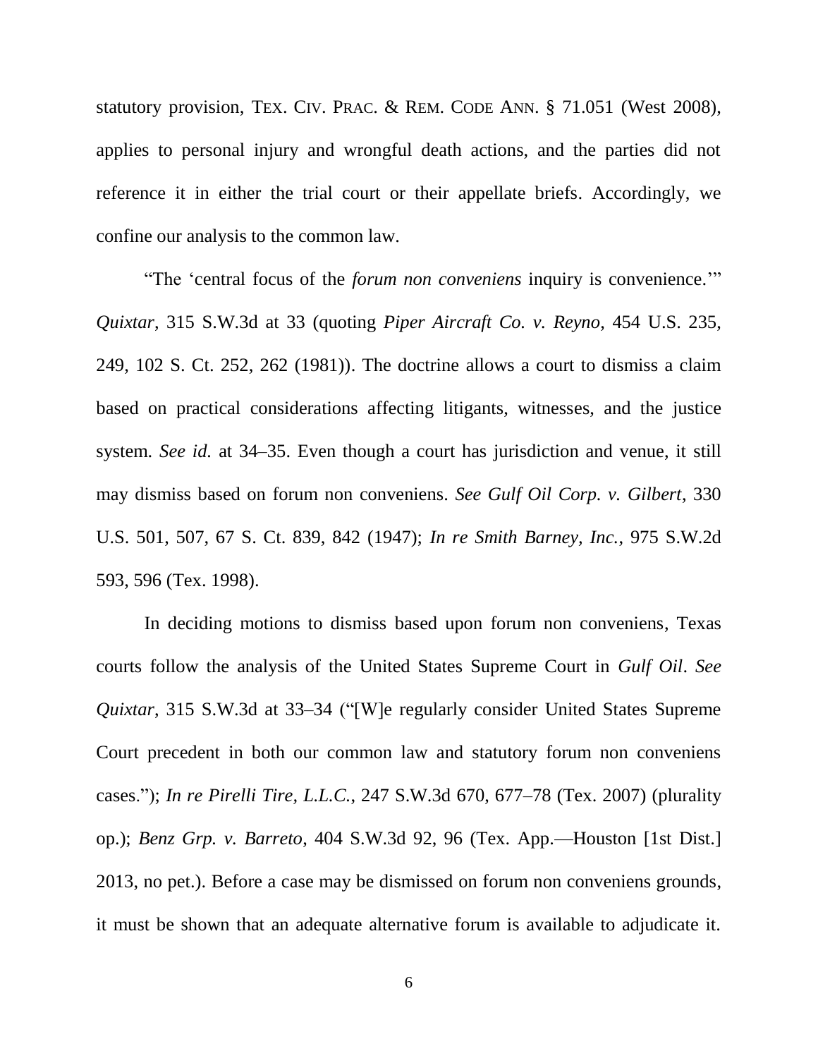statutory provision, TEX. CIV. PRAC. & REM. CODE ANN. § 71.051 (West 2008), applies to personal injury and wrongful death actions, and the parties did not reference it in either the trial court or their appellate briefs. Accordingly, we confine our analysis to the common law.

"The 'central focus of the *forum non conveniens* inquiry is convenience.'" *Quixtar*, 315 S.W.3d at 33 (quoting *Piper Aircraft Co. v. Reyno*, 454 U.S. 235, 249, 102 S. Ct. 252, 262 (1981)). The doctrine allows a court to dismiss a claim based on practical considerations affecting litigants, witnesses, and the justice system. *See id.* at 34–35. Even though a court has jurisdiction and venue, it still may dismiss based on forum non conveniens. *See Gulf Oil Corp. v. Gilbert*, 330 U.S. 501, 507, 67 S. Ct. 839, 842 (1947); *In re Smith Barney, Inc.*, 975 S.W.2d 593, 596 (Tex. 1998).

In deciding motions to dismiss based upon forum non conveniens, Texas courts follow the analysis of the United States Supreme Court in *Gulf Oil*. *See Quixtar*, 315 S.W.3d at 33–34 ("[W]e regularly consider United States Supreme Court precedent in both our common law and statutory forum non conveniens cases."); *In re Pirelli Tire, L.L.C.*, 247 S.W.3d 670, 677–78 (Tex. 2007) (plurality op.); *Benz Grp. v. Barreto*, 404 S.W.3d 92, 96 (Tex. App.—Houston [1st Dist.] 2013, no pet.). Before a case may be dismissed on forum non conveniens grounds, it must be shown that an adequate alternative forum is available to adjudicate it.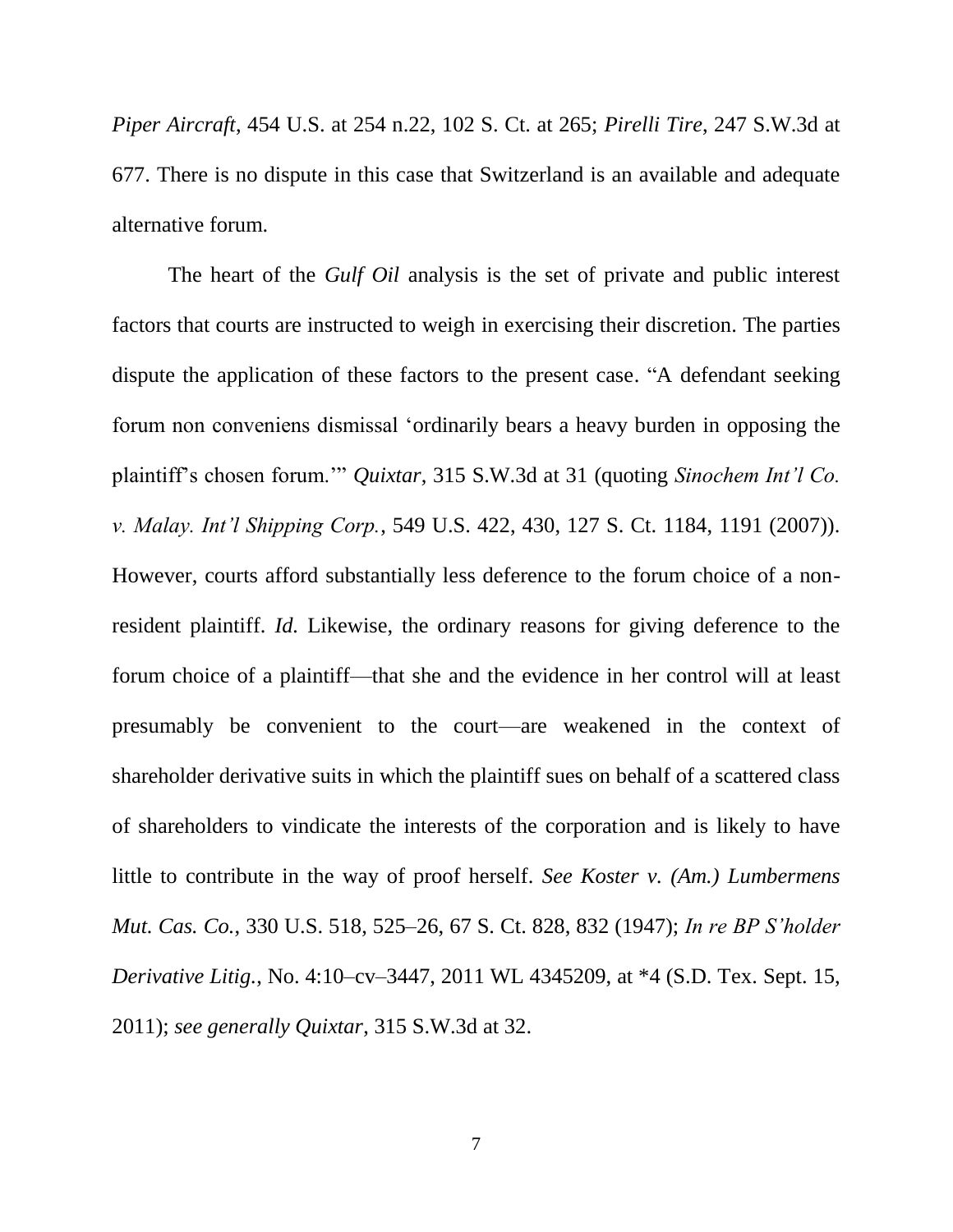*Piper Aircraft*, 454 U.S. at 254 n.22, 102 S. Ct. at 265; *Pirelli Tire*, 247 S.W.3d at 677. There is no dispute in this case that Switzerland is an available and adequate alternative forum.

The heart of the *Gulf Oil* analysis is the set of private and public interest factors that courts are instructed to weigh in exercising their discretion. The parties dispute the application of these factors to the present case. "A defendant seeking forum non conveniens dismissal 'ordinarily bears a heavy burden in opposing the plaintiff's chosen forum.'" *Quixtar*, 315 S.W.3d at 31 (quoting *Sinochem Int'l Co. v. Malay. Int'l Shipping Corp.*, 549 U.S. 422, 430, 127 S. Ct. 1184, 1191 (2007)). However, courts afford substantially less deference to the forum choice of a non-resident plaintiff. *Id.* Likewise, the ordinary reasons for giving deference to the forum choice of a plaintiff—that she and the evidence in her control will at least presumably be convenient to the court—are weakened in the context of shareholder derivative suits in which the plaintiff sues on behalf of a scattered class of shareholders to vindicate the interests of the corporation and is likely to have little to contribute in the way of proof herself. *See Koster v. (Am.) Lumbermens Mut. Cas. Co.*, 330 U.S. 518, 525–26, 67 S. Ct. 828, 832 (1947); *In re BP S'holder Derivative Litig.*, No. 4:10–cv–3447, 2011 WL 4345209, at *4 (S.D. Tex. Sept. 15, 2011); *see generally Quixtar*, 315 S.W.3d at 32.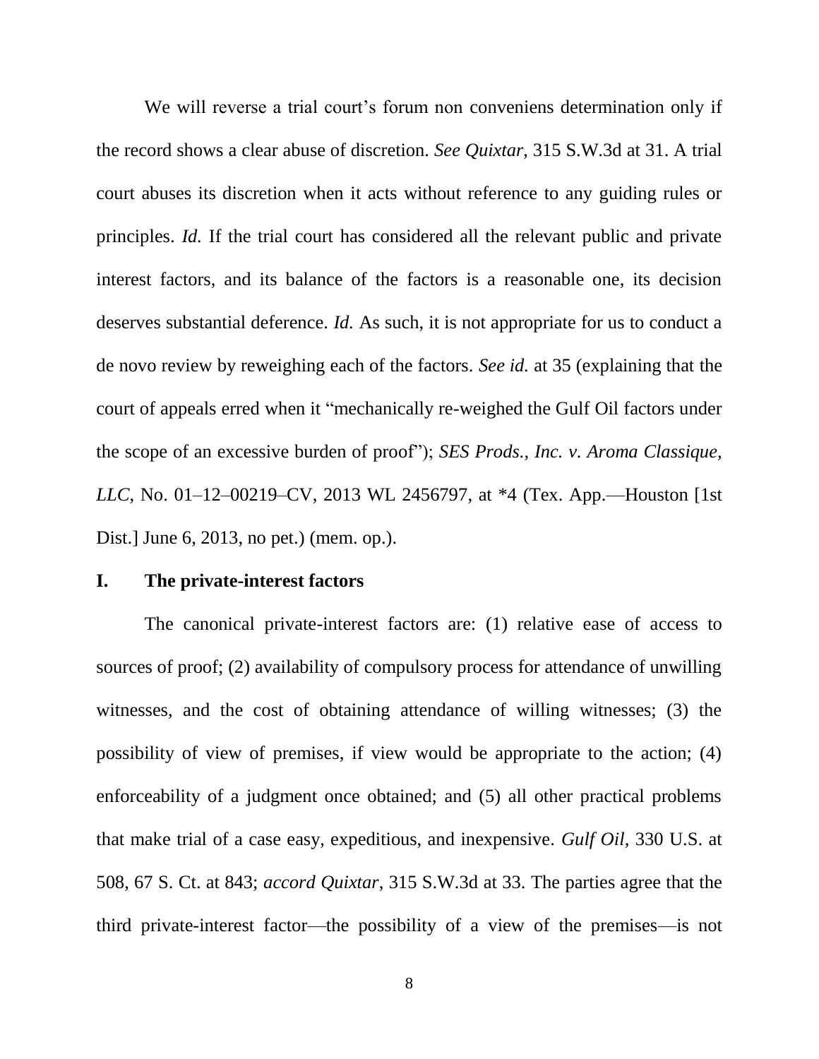We will reverse a trial court's forum non conveniens determination only if the record shows a clear abuse of discretion. *See Quixtar*, 315 S.W.3d at 31. A trial court abuses its discretion when it acts without reference to any guiding rules or principles. *Id.* If the trial court has considered all the relevant public and private interest factors, and its balance of the factors is a reasonable one, its decision deserves substantial deference. *Id.* As such, it is not appropriate for us to conduct a de novo review by reweighing each of the factors. *See id.* at 35 (explaining that the court of appeals erred when it "mechanically re-weighed the Gulf Oil factors under the scope of an excessive burden of proof"); *SES Prods., Inc. v. Aroma Classique, LLC*, No. 01–12–00219–CV, 2013 WL 2456797, at *4 (Tex. App.—Houston [1st Dist.] June 6, 2013, no pet.) (mem. op.).

## I. The private-interest factors

The canonical private-interest factors are: (1) relative ease of access to sources of proof; (2) availability of compulsory process for attendance of unwilling witnesses, and the cost of obtaining attendance of willing witnesses; (3) the possibility of view of premises, if view would be appropriate to the action; (4) enforceability of a judgment once obtained; and (5) all other practical problems that make trial of a case easy, expeditious, and inexpensive. *Gulf Oil*, 330 U.S. at 508, 67 S. Ct. at 843; *accord Quixtar*, 315 S.W.3d at 33. The parties agree that the third private-interest factor—the possibility of a view of the premises—is not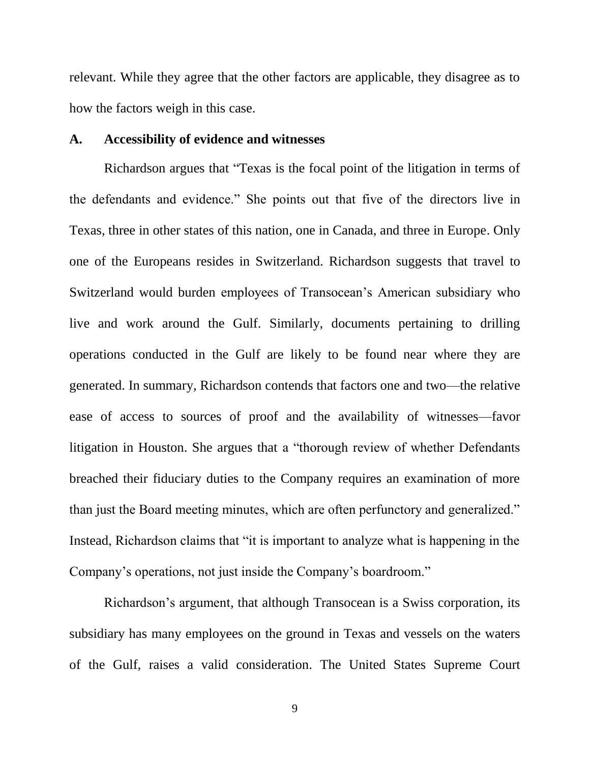relevant. While they agree that the other factors are applicable, they disagree as to how the factors weigh in this case.

### A. Accessibility of evidence and witnesses

Richardson argues that "Texas is the focal point of the litigation in terms of the defendants and evidence." She points out that five of the directors live in Texas, three in other states of this nation, one in Canada, and three in Europe. Only one of the Europeans resides in Switzerland. Richardson suggests that travel to Switzerland would burden employees of Transocean's American subsidiary who live and work around the Gulf. Similarly, documents pertaining to drilling operations conducted in the Gulf are likely to be found near where they are generated. In summary, Richardson contends that factors one and two—the relative ease of access to sources of proof and the availability of witnesses—favor litigation in Houston. She argues that a "thorough review of whether Defendants breached their fiduciary duties to the Company requires an examination of more than just the Board meeting minutes, which are often perfunctory and generalized." Instead, Richardson claims that "it is important to analyze what is happening in the Company's operations, not just inside the Company's boardroom."

Richardson's argument, that although Transocean is a Swiss corporation, its subsidiary has many employees on the ground in Texas and vessels on the waters of the Gulf, raises a valid consideration. The United States Supreme Court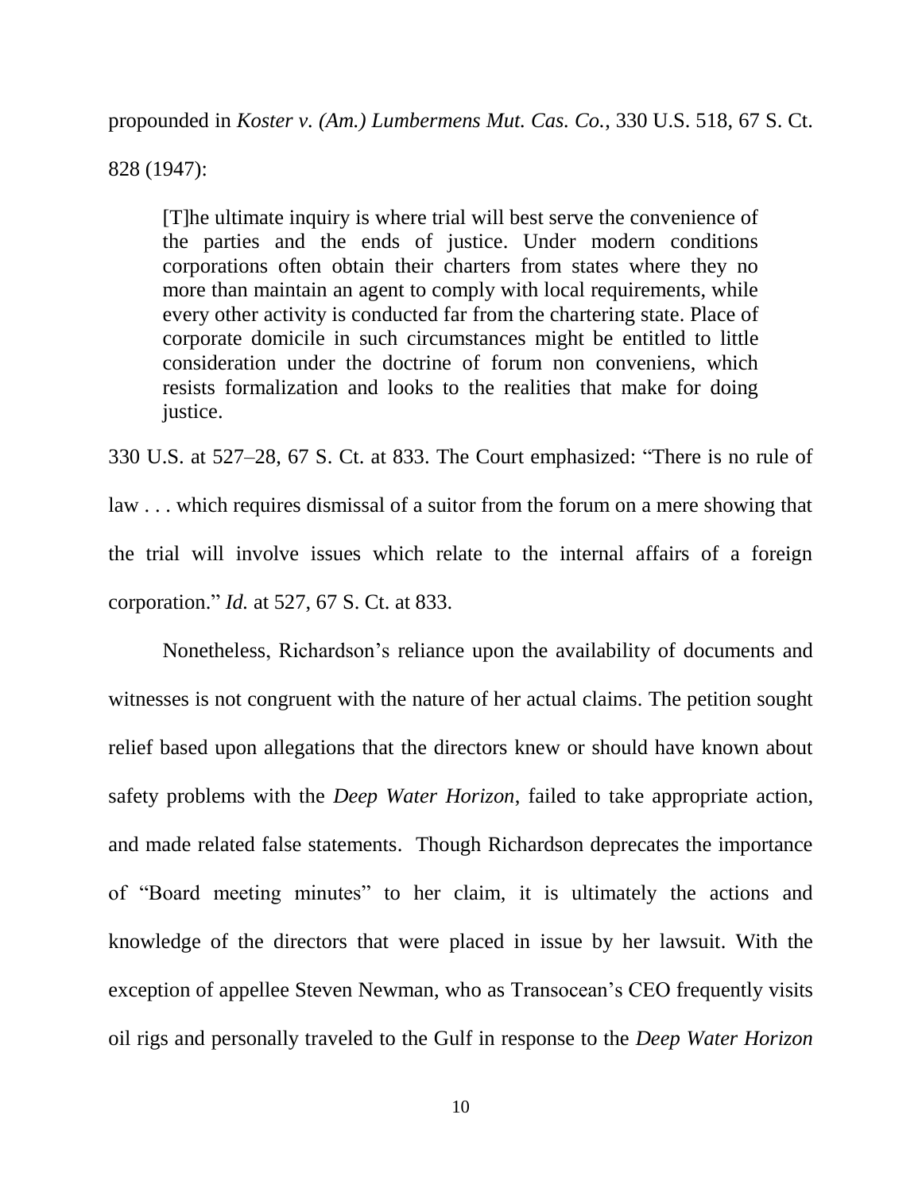propounded in *Koster v. (Am.) Lumbermens Mut. Cas. Co.*, 330 U.S. 518, 67 S. Ct. 828 (1947):

> [T]he ultimate inquiry is where trial will best serve the convenience of the parties and the ends of justice. Under modern conditions corporations often obtain their charters from states where they no more than maintain an agent to comply with local requirements, while every other activity is conducted far from the chartering state. Place of corporate domicile in such circumstances might be entitled to little consideration under the doctrine of forum non conveniens, which resists formalization and looks to the realities that make for doing justice.

330 U.S. at 527–28, 67 S. Ct. at 833. The Court emphasized: "There is no rule of law . . . which requires dismissal of a suitor from the forum on a mere showing that the trial will involve issues which relate to the internal affairs of a foreign corporation." *Id.* at 527, 67 S. Ct. at 833.

Nonetheless, Richardson's reliance upon the availability of documents and witnesses is not congruent with the nature of her actual claims. The petition sought relief based upon allegations that the directors knew or should have known about safety problems with the *Deep Water Horizon*, failed to take appropriate action, and made related false statements. Though Richardson deprecates the importance of "Board meeting minutes" to her claim, it is ultimately the actions and knowledge of the directors that were placed in issue by her lawsuit. With the exception of appellee Steven Newman, who as Transocean's CEO frequently visits oil rigs and personally traveled to the Gulf in response to the *Deep Water Horizon*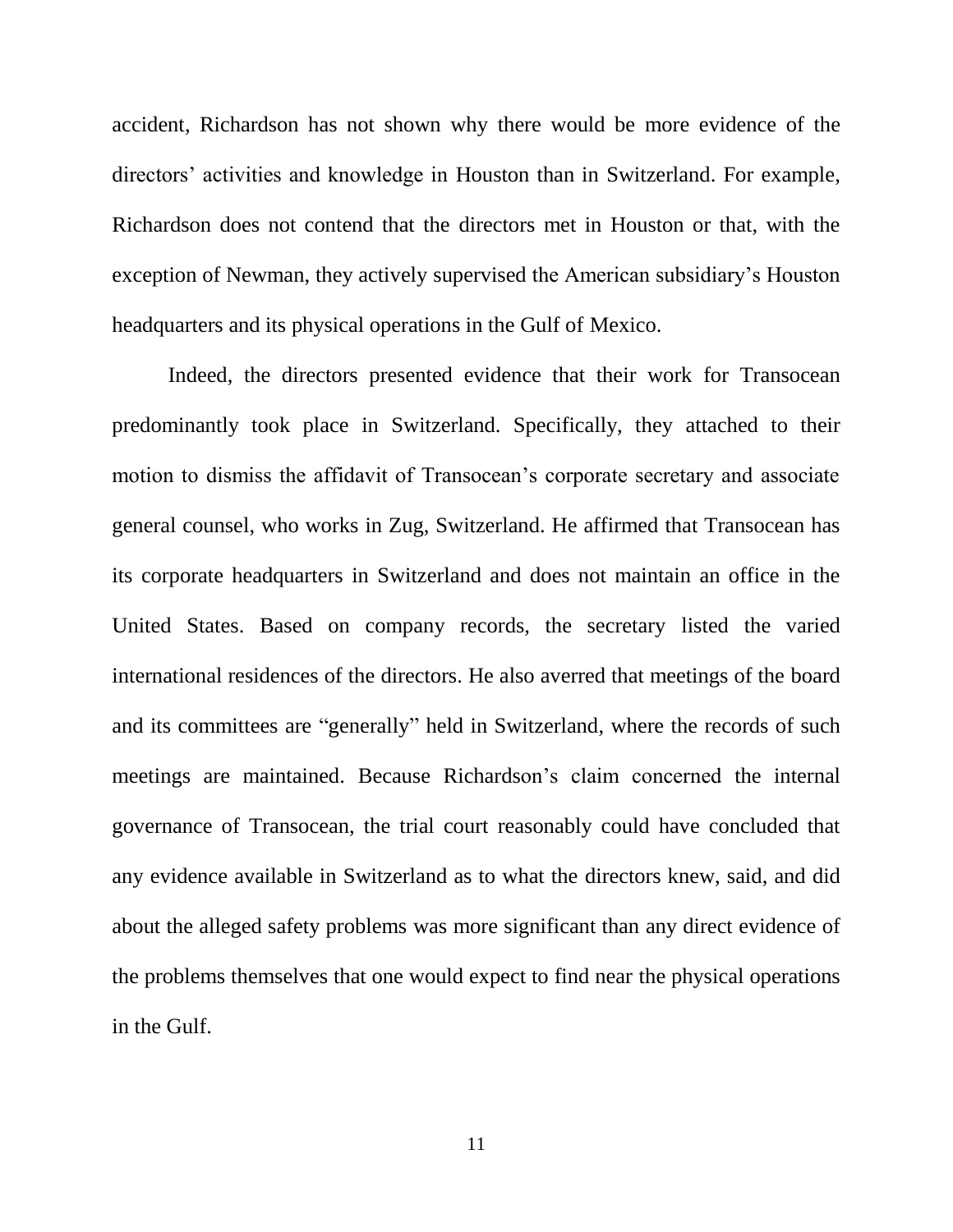accident, Richardson has not shown why there would be more evidence of the directors' activities and knowledge in Houston than in Switzerland. For example, Richardson does not contend that the directors met in Houston or that, with the exception of Newman, they actively supervised the American subsidiary's Houston headquarters and its physical operations in the Gulf of Mexico.

Indeed, the directors presented evidence that their work for Transocean predominantly took place in Switzerland. Specifically, they attached to their motion to dismiss the affidavit of Transocean's corporate secretary and associate general counsel, who works in Zug, Switzerland. He affirmed that Transocean has its corporate headquarters in Switzerland and does not maintain an office in the United States. Based on company records, the secretary listed the varied international residences of the directors. He also averred that meetings of the board and its committees are "generally" held in Switzerland, where the records of such meetings are maintained. Because Richardson's claim concerned the internal governance of Transocean, the trial court reasonably could have concluded that any evidence available in Switzerland as to what the directors knew, said, and did about the alleged safety problems was more significant than any direct evidence of the problems themselves that one would expect to find near the physical operations in the Gulf.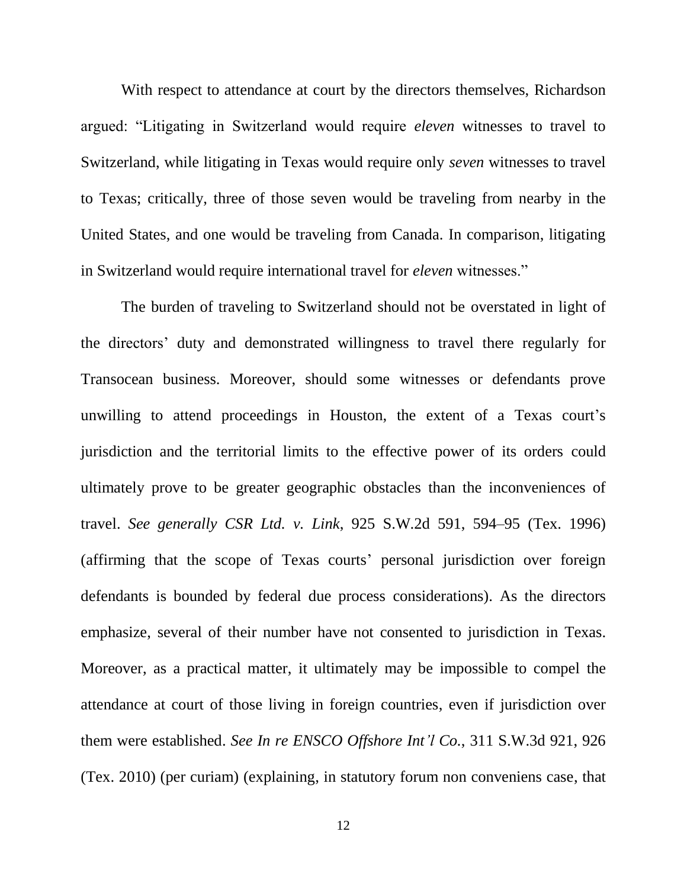With respect to attendance at court by the directors themselves, Richardson argued: "Litigating in Switzerland would require *eleven* witnesses to travel to Switzerland, while litigating in Texas would require only *seven* witnesses to travel to Texas; critically, three of those seven would be traveling from nearby in the United States, and one would be traveling from Canada. In comparison, litigating in Switzerland would require international travel for *eleven* witnesses."

The burden of traveling to Switzerland should not be overstated in light of the directors' duty and demonstrated willingness to travel there regularly for Transocean business. Moreover, should some witnesses or defendants prove unwilling to attend proceedings in Houston, the extent of a Texas court's jurisdiction and the territorial limits to the effective power of its orders could ultimately prove to be greater geographic obstacles than the inconveniences of travel. *See generally CSR Ltd. v. Link*, 925 S.W.2d 591, 594–95 (Tex. 1996) (affirming that the scope of Texas courts' personal jurisdiction over foreign defendants is bounded by federal due process considerations). As the directors emphasize, several of their number have not consented to jurisdiction in Texas. Moreover, as a practical matter, it ultimately may be impossible to compel the attendance at court of those living in foreign countries, even if jurisdiction over them were established. *See In re ENSCO Offshore Int'l Co.*, 311 S.W.3d 921, 926 (Tex. 2010) (per curiam) (explaining, in statutory forum non conveniens case, that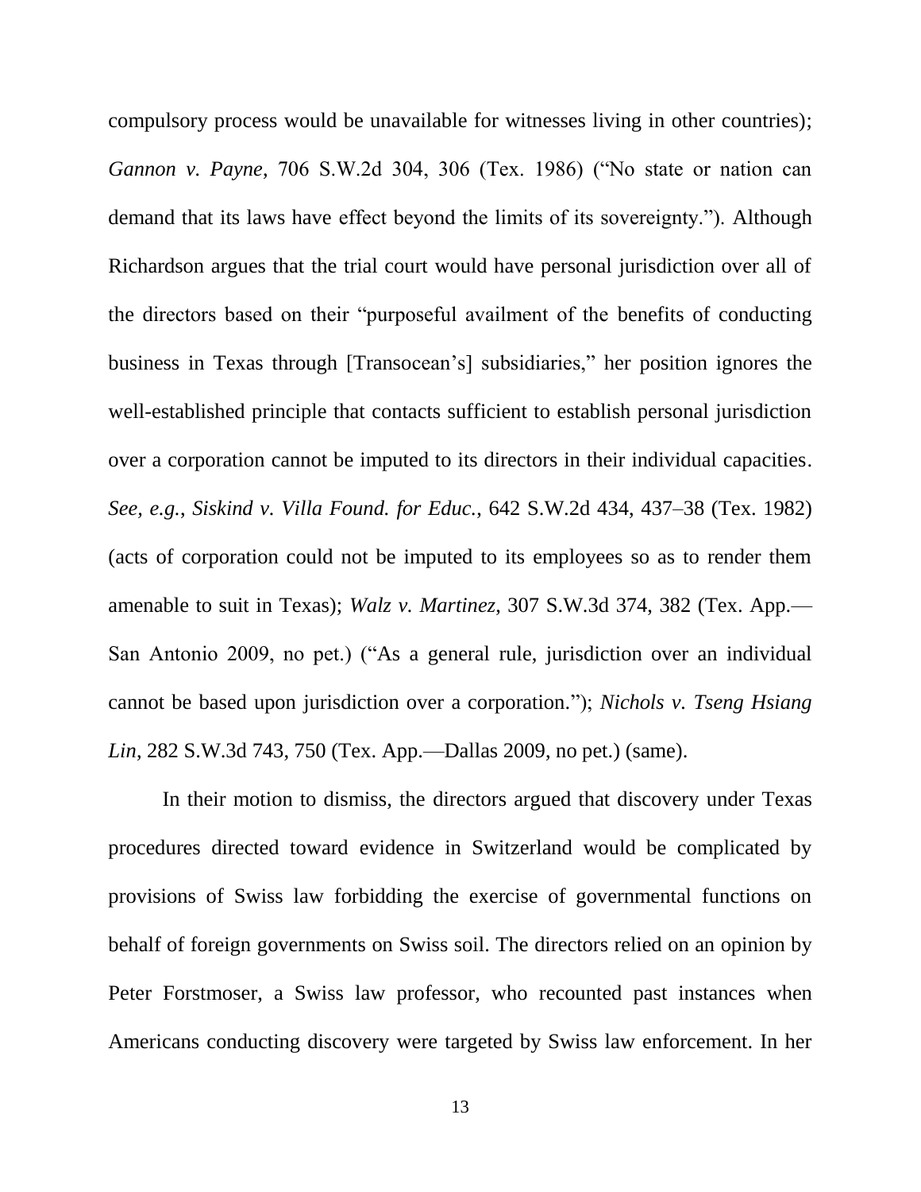compulsory process would be unavailable for witnesses living in other countries); *Gannon v. Payne*, 706 S.W.2d 304, 306 (Tex. 1986) ("No state or nation can demand that its laws have effect beyond the limits of its sovereignty."). Although Richardson argues that the trial court would have personal jurisdiction over all of the directors based on their "purposeful availment of the benefits of conducting business in Texas through [Transocean's] subsidiaries," her position ignores the well-established principle that contacts sufficient to establish personal jurisdiction over a corporation cannot be imputed to its directors in their individual capacities. *See, e.g.*, *Siskind v. Villa Found. for Educ.*, 642 S.W.2d 434, 437–38 (Tex. 1982) (acts of corporation could not be imputed to its employees so as to render them amenable to suit in Texas); *Walz v. Martinez*, 307 S.W.3d 374, 382 (Tex. App.—San Antonio 2009, no pet.) ("As a general rule, jurisdiction over an individual cannot be based upon jurisdiction over a corporation."); *Nichols v. Tseng Hsiang Lin*, 282 S.W.3d 743, 750 (Tex. App.—Dallas 2009, no pet.) (same).

In their motion to dismiss, the directors argued that discovery under Texas procedures directed toward evidence in Switzerland would be complicated by provisions of Swiss law forbidding the exercise of governmental functions on behalf of foreign governments on Swiss soil. The directors relied on an opinion by Peter Forstmoser, a Swiss law professor, who recounted past instances when Americans conducting discovery were targeted by Swiss law enforcement. In her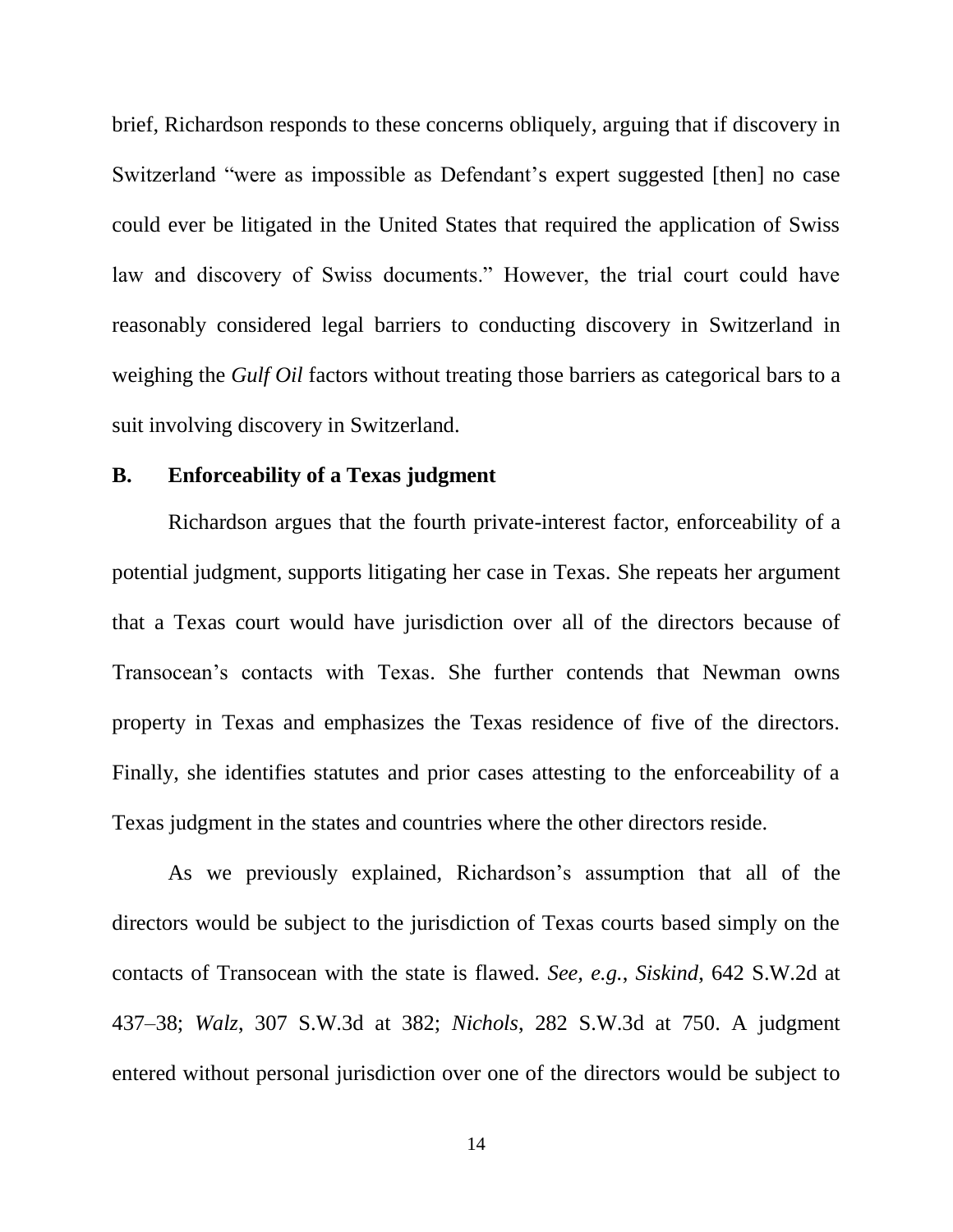brief, Richardson responds to these concerns obliquely, arguing that if discovery in Switzerland "were as impossible as Defendant's expert suggested [then] no case could ever be litigated in the United States that required the application of Swiss law and discovery of Swiss documents." However, the trial court could have reasonably considered legal barriers to conducting discovery in Switzerland in weighing the *Gulf Oil* factors without treating those barriers as categorical bars to a suit involving discovery in Switzerland.

## B. Enforceability of a Texas judgment

Richardson argues that the fourth private-interest factor, enforceability of a potential judgment, supports litigating her case in Texas. She repeats her argument that a Texas court would have jurisdiction over all of the directors because of Transocean's contacts with Texas. She further contends that Newman owns property in Texas and emphasizes the Texas residence of five of the directors. Finally, she identifies statutes and prior cases attesting to the enforceability of a Texas judgment in the states and countries where the other directors reside.

As we previously explained, Richardson's assumption that all of the directors would be subject to the jurisdiction of Texas courts based simply on the contacts of Transocean with the state is flawed. *See, e.g.*, *Siskind*, 642 S.W.2d at 437–38; *Walz*, 307 S.W.3d at 382; *Nichols*, 282 S.W.3d at 750. A judgment entered without personal jurisdiction over one of the directors would be subject to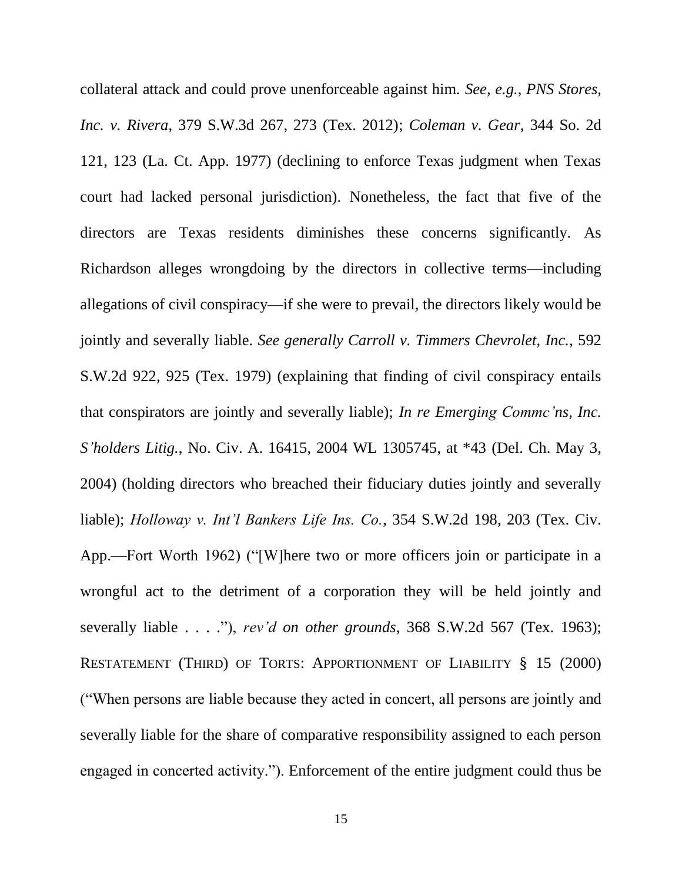collateral attack and could prove unenforceable against him. *See, e.g.*, *PNS Stores, Inc. v. Rivera*, 379 S.W.3d 267, 273 (Tex. 2012); *Coleman v. Gear*, 344 So. 2d 121, 123 (La. Ct. App. 1977) (declining to enforce Texas judgment when Texas court had lacked personal jurisdiction). Nonetheless, the fact that five of the directors are Texas residents diminishes these concerns significantly. As Richardson alleges wrongdoing by the directors in collective terms—including allegations of civil conspiracy—if she were to prevail, the directors likely would be jointly and severally liable. *See generally Carroll v. Timmers Chevrolet, Inc.*, 592 S.W.2d 922, 925 (Tex. 1979) (explaining that finding of civil conspiracy entails that conspirators are jointly and severally liable); *In re Emerging Commc'ns, Inc. S'holders Litig.*, No. Civ. A. 16415, 2004 WL 1305745, at *43 (Del. Ch. May 3, 2004) (holding directors who breached their fiduciary duties jointly and severally liable); *Holloway v. Int'l Bankers Life Ins. Co.*, 354 S.W.2d 198, 203 (Tex. Civ. App.—Fort Worth 1962) ("[W]here two or more officers join or participate in a wrongful act to the detriment of a corporation they will be held jointly and severally liable . . . ."), *rev'd on other grounds*, 368 S.W.2d 567 (Tex. 1963); RESTATEMENT (THIRD) OF TORTS: APPORTIONMENT OF LIABILITY § 15 (2000) ("When persons are liable because they acted in concert, all persons are jointly and severally liable for the share of comparative responsibility assigned to each person engaged in concerted activity."). Enforcement of the entire judgment could thus be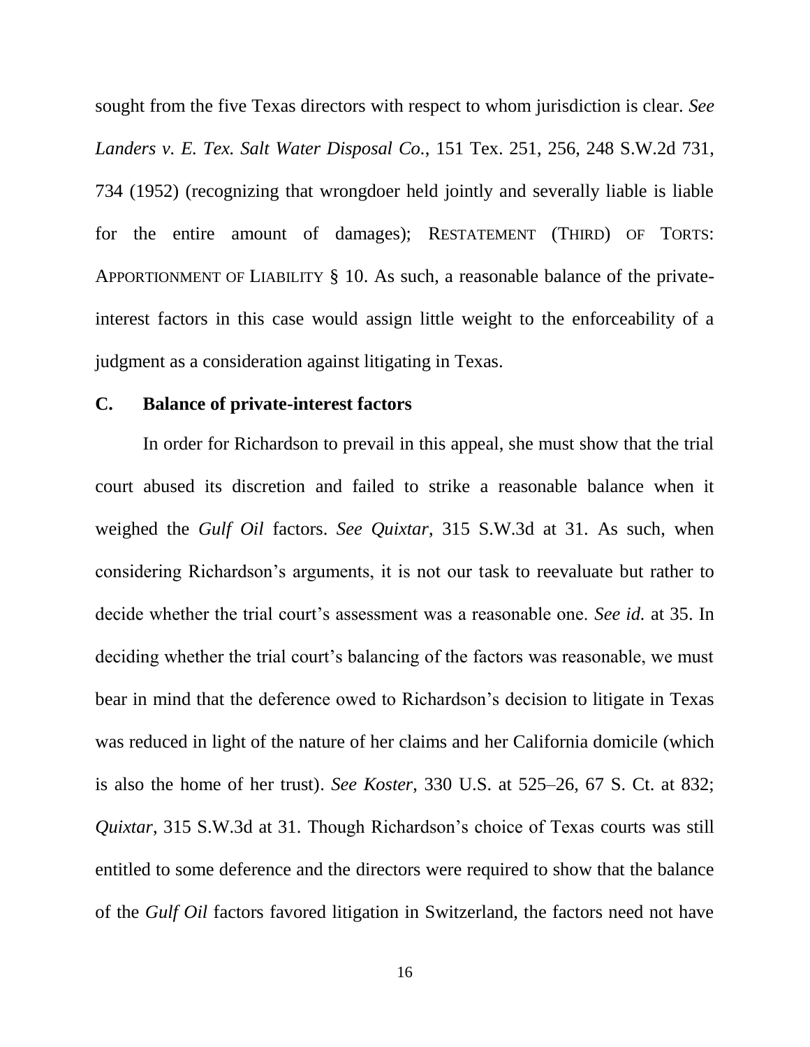sought from the five Texas directors with respect to whom jurisdiction is clear. *See Landers v. E. Tex. Salt Water Disposal Co.*, 151 Tex. 251, 256, 248 S.W.2d 731, 734 (1952) (recognizing that wrongdoer held jointly and severally liable is liable for the entire amount of damages); RESTATEMENT (THIRD) OF TORTS: APPORTIONMENT OF LIABILITY § 10. As such, a reasonable balance of the private-interest factors in this case would assign little weight to the enforceability of a judgment as a consideration against litigating in Texas.

### C. Balance of private-interest factors

In order for Richardson to prevail in this appeal, she must show that the trial court abused its discretion and failed to strike a reasonable balance when it weighed the *Gulf Oil* factors. *See Quixtar*, 315 S.W.3d at 31. As such, when considering Richardson's arguments, it is not our task to reevaluate but rather to decide whether the trial court's assessment was a reasonable one. *See id.* at 35. In deciding whether the trial court's balancing of the factors was reasonable, we must bear in mind that the deference owed to Richardson's decision to litigate in Texas was reduced in light of the nature of her claims and her California domicile (which is also the home of her trust). *See Koster*, 330 U.S. at 525–26, 67 S. Ct. at 832; *Quixtar*, 315 S.W.3d at 31. Though Richardson's choice of Texas courts was still entitled to some deference and the directors were required to show that the balance of the *Gulf Oil* factors favored litigation in Switzerland, the factors need not have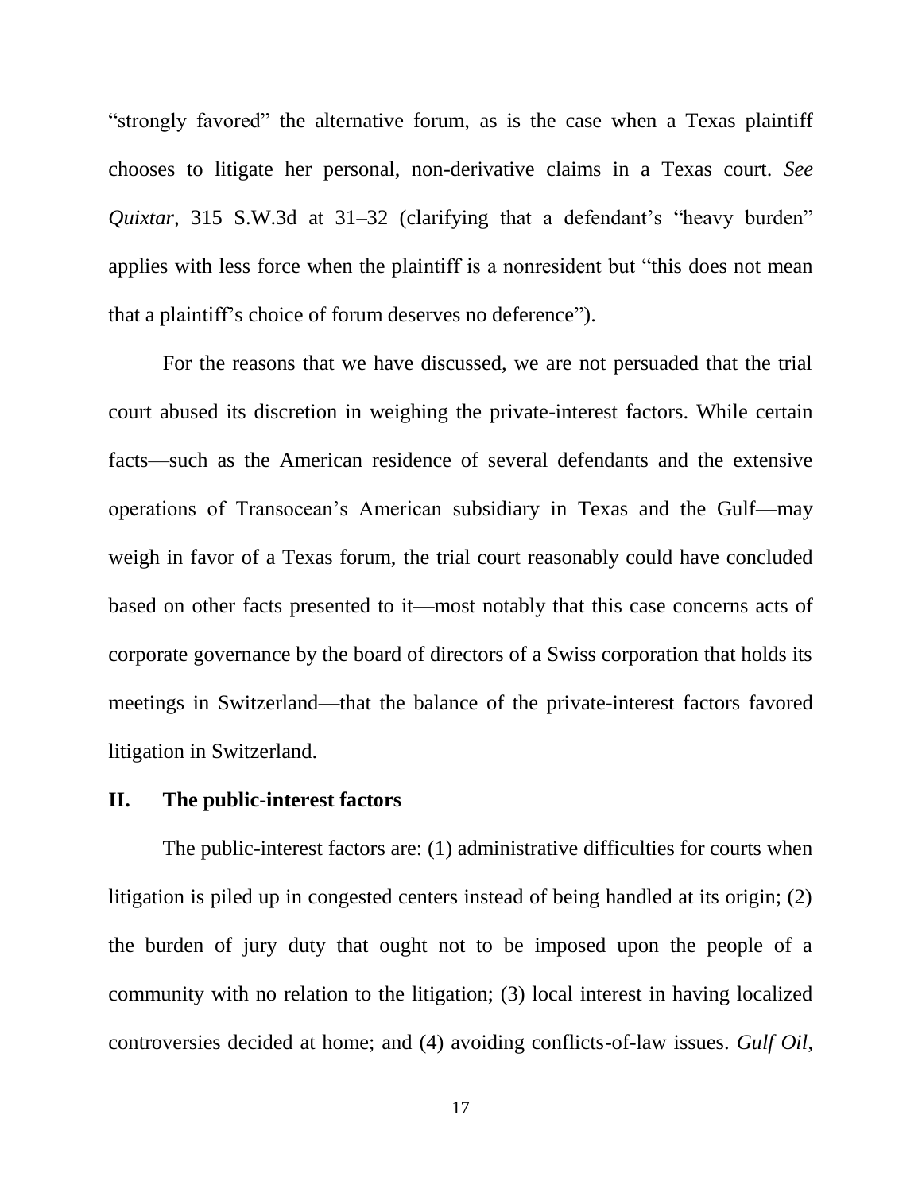"strongly favored" the alternative forum, as is the case when a Texas plaintiff chooses to litigate her personal, non-derivative claims in a Texas court. *See Quixtar*, 315 S.W.3d at 31–32 (clarifying that a defendant's "heavy burden" applies with less force when the plaintiff is a nonresident but "this does not mean that a plaintiff's choice of forum deserves no deference").

For the reasons that we have discussed, we are not persuaded that the trial court abused its discretion in weighing the private-interest factors. While certain facts—such as the American residence of several defendants and the extensive operations of Transocean's American subsidiary in Texas and the Gulf—may weigh in favor of a Texas forum, the trial court reasonably could have concluded based on other facts presented to it—most notably that this case concerns acts of corporate governance by the board of directors of a Swiss corporation that holds its meetings in Switzerland—that the balance of the private-interest factors favored litigation in Switzerland.

## II. The public-interest factors

The public-interest factors are: (1) administrative difficulties for courts when litigation is piled up in congested centers instead of being handled at its origin; (2) the burden of jury duty that ought not to be imposed upon the people of a community with no relation to the litigation; (3) local interest in having localized controversies decided at home; and (4) avoiding conflicts-of-law issues. *Gulf Oil*,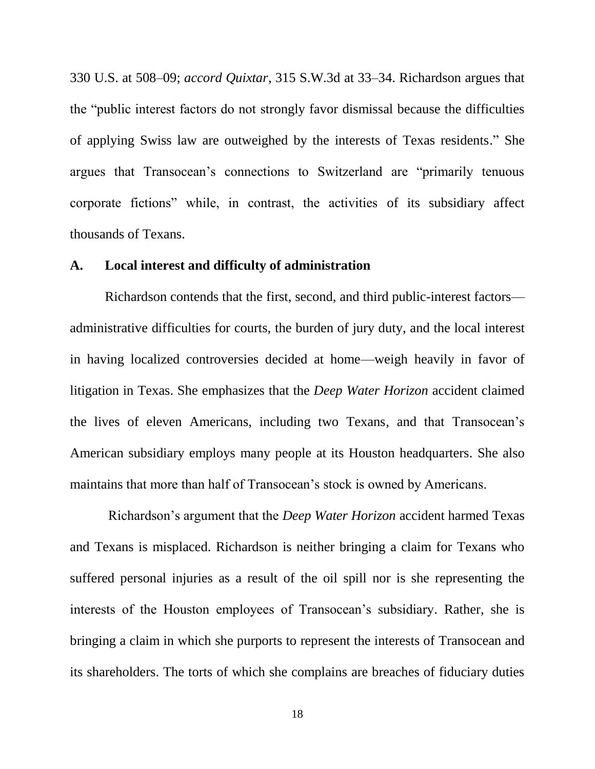330 U.S. at 508–09; *accord Quixtar*, 315 S.W.3d at 33–34. Richardson argues that the "public interest factors do not strongly favor dismissal because the difficulties of applying Swiss law are outweighed by the interests of Texas residents." She argues that Transocean's connections to Switzerland are "primarily tenuous corporate fictions" while, in contrast, the activities of its subsidiary affect thousands of Texans.

### A. Local interest and difficulty of administration

Richardson contends that the first, second, and third public-interest factors—administrative difficulties for courts, the burden of jury duty, and the local interest in having localized controversies decided at home—weigh heavily in favor of litigation in Texas. She emphasizes that the *Deep Water Horizon* accident claimed the lives of eleven Americans, including two Texans, and that Transocean's American subsidiary employs many people at its Houston headquarters. She also maintains that more than half of Transocean's stock is owned by Americans.

Richardson's argument that the *Deep Water Horizon* accident harmed Texas and Texans is misplaced. Richardson is neither bringing a claim for Texans who suffered personal injuries as a result of the oil spill nor is she representing the interests of the Houston employees of Transocean's subsidiary. Rather, she is bringing a claim in which she purports to represent the interests of Transocean and its shareholders. The torts of which she complains are breaches of fiduciary duties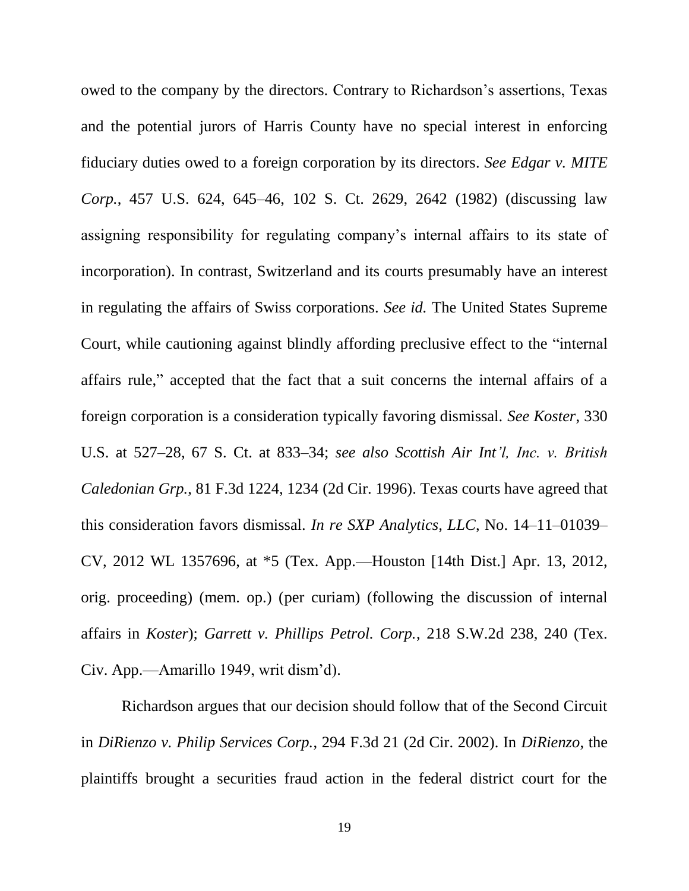owed to the company by the directors. Contrary to Richardson's assertions, Texas and the potential jurors of Harris County have no special interest in enforcing fiduciary duties owed to a foreign corporation by its directors. *See Edgar v. MITE Corp.*, 457 U.S. 624, 645–46, 102 S. Ct. 2629, 2642 (1982) (discussing law assigning responsibility for regulating company's internal affairs to its state of incorporation). In contrast, Switzerland and its courts presumably have an interest in regulating the affairs of Swiss corporations. *See id.* The United States Supreme Court, while cautioning against blindly affording preclusive effect to the "internal affairs rule," accepted that the fact that a suit concerns the internal affairs of a foreign corporation is a consideration typically favoring dismissal. *See Koster*, 330 U.S. at 527–28, 67 S. Ct. at 833–34; *see also Scottish Air Int'l, Inc. v. British Caledonian Grp.*, 81 F.3d 1224, 1234 (2d Cir. 1996). Texas courts have agreed that this consideration favors dismissal. *In re SXP Analytics, LLC*, No. 14–11–01039–CV, 2012 WL 1357696, at *5 (Tex. App.—Houston [14th Dist.] Apr. 13, 2012, orig. proceeding) (mem. op.) (per curiam) (following the discussion of internal affairs in *Koster*); *Garrett v. Phillips Petrol. Corp.*, 218 S.W.2d 238, 240 (Tex. Civ. App.—Amarillo 1949, writ dism'd).

Richardson argues that our decision should follow that of the Second Circuit in *DiRienzo v. Philip Services Corp.*, 294 F.3d 21 (2d Cir. 2002). In *DiRienzo*, the plaintiffs brought a securities fraud action in the federal district court for the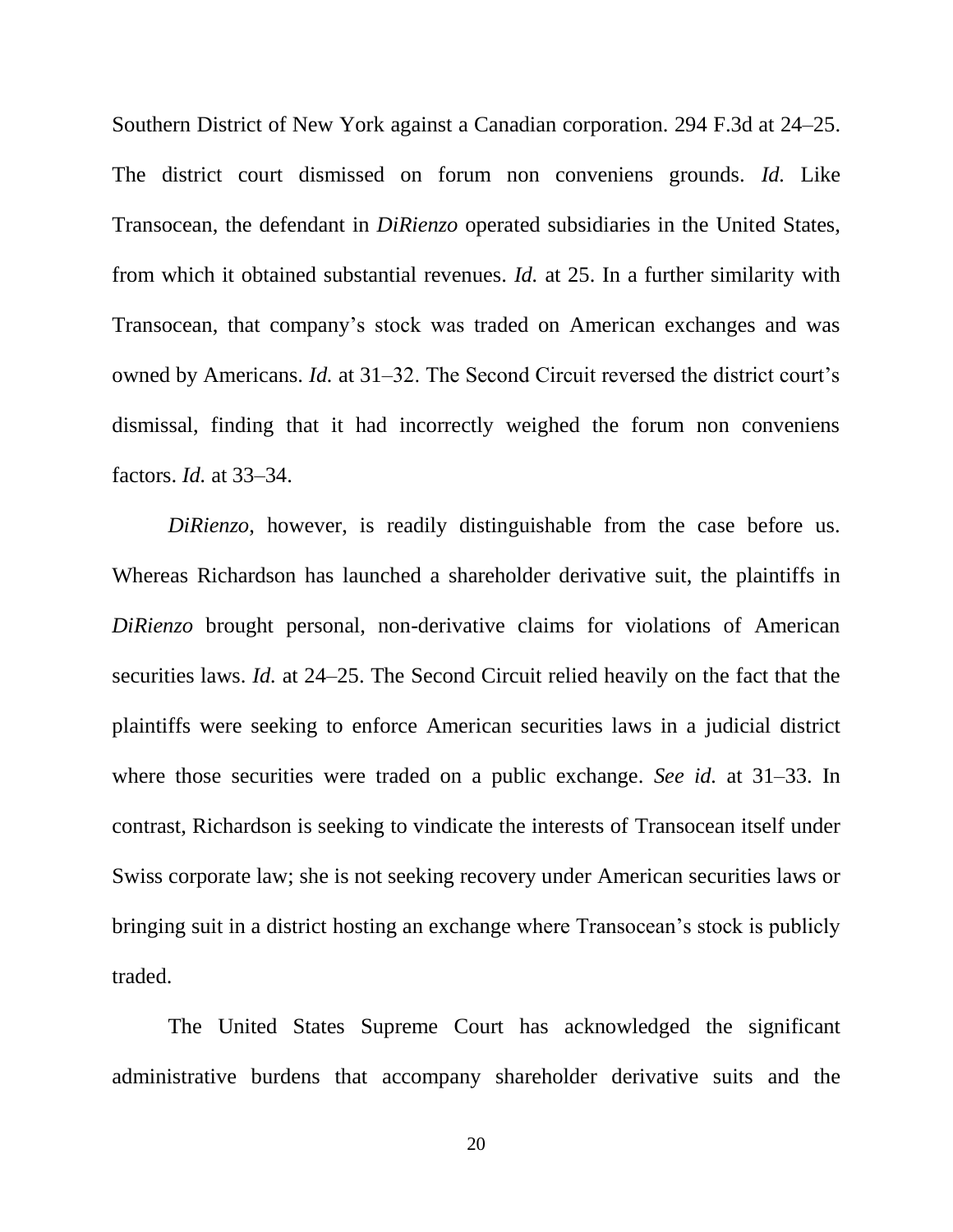Southern District of New York against a Canadian corporation. 294 F.3d at 24–25. The district court dismissed on forum non conveniens grounds. *Id.* Like Transocean, the defendant in *DiRienzo* operated subsidiaries in the United States, from which it obtained substantial revenues. *Id.* at 25. In a further similarity with Transocean, that company's stock was traded on American exchanges and was owned by Americans. *Id.* at 31–32. The Second Circuit reversed the district court's dismissal, finding that it had incorrectly weighed the forum non conveniens factors. *Id.* at 33–34.

*DiRienzo*, however, is readily distinguishable from the case before us. Whereas Richardson has launched a shareholder derivative suit, the plaintiffs in *DiRienzo* brought personal, non-derivative claims for violations of American securities laws. *Id.* at 24–25. The Second Circuit relied heavily on the fact that the plaintiffs were seeking to enforce American securities laws in a judicial district where those securities were traded on a public exchange. *See id.* at 31–33. In contrast, Richardson is seeking to vindicate the interests of Transocean itself under Swiss corporate law; she is not seeking recovery under American securities laws or bringing suit in a district hosting an exchange where Transocean's stock is publicly traded.

The United States Supreme Court has acknowledged the significant administrative burdens that accompany shareholder derivative suits and the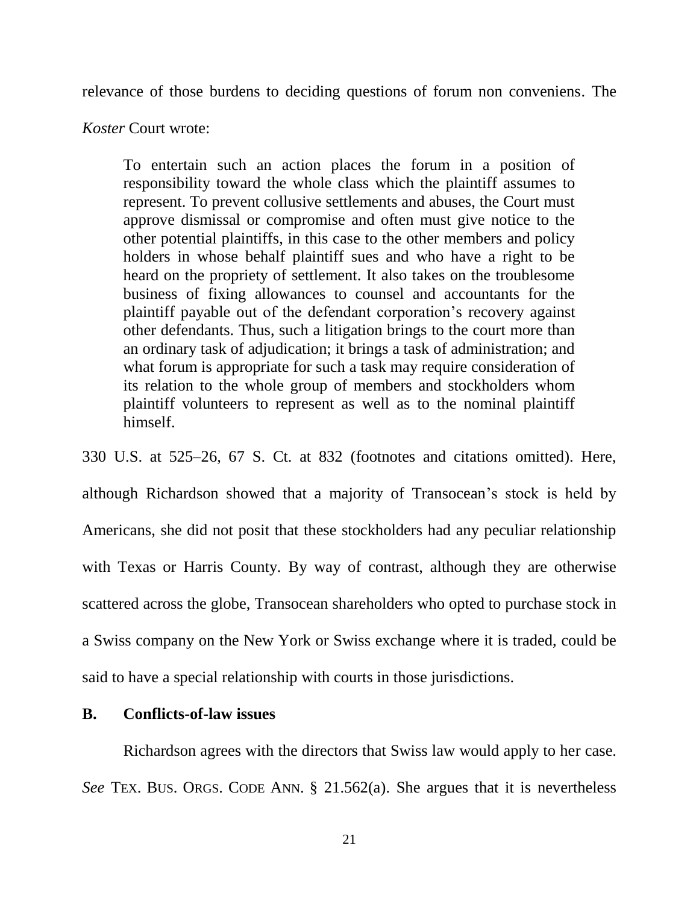relevance of those burdens to deciding questions of forum non conveniens. The *Koster* Court wrote:

> To entertain such an action places the forum in a position of responsibility toward the whole class which the plaintiff assumes to represent. To prevent collusive settlements and abuses, the Court must approve dismissal or compromise and often must give notice to the other potential plaintiffs, in this case to the other members and policy holders in whose behalf plaintiff sues and who have a right to be heard on the propriety of settlement. It also takes on the troublesome business of fixing allowances to counsel and accountants for the plaintiff payable out of the defendant corporation's recovery against other defendants. Thus, such a litigation brings to the court more than an ordinary task of adjudication; it brings a task of administration; and what forum is appropriate for such a task may require consideration of its relation to the whole group of members and stockholders whom plaintiff volunteers to represent as well as to the nominal plaintiff himself.

330 U.S. at 525–26, 67 S. Ct. at 832 (footnotes and citations omitted). Here, although Richardson showed that a majority of Transocean's stock is held by Americans, she did not posit that these stockholders had any peculiar relationship with Texas or Harris County. By way of contrast, although they are otherwise scattered across the globe, Transocean shareholders who opted to purchase stock in a Swiss company on the New York or Swiss exchange where it is traded, could be said to have a special relationship with courts in those jurisdictions.

## B. Conflicts-of-law issues

Richardson agrees with the directors that Swiss law would apply to her case. *See* TEX. BUS. ORGS. CODE ANN. § 21.562(a). She argues that it is nevertheless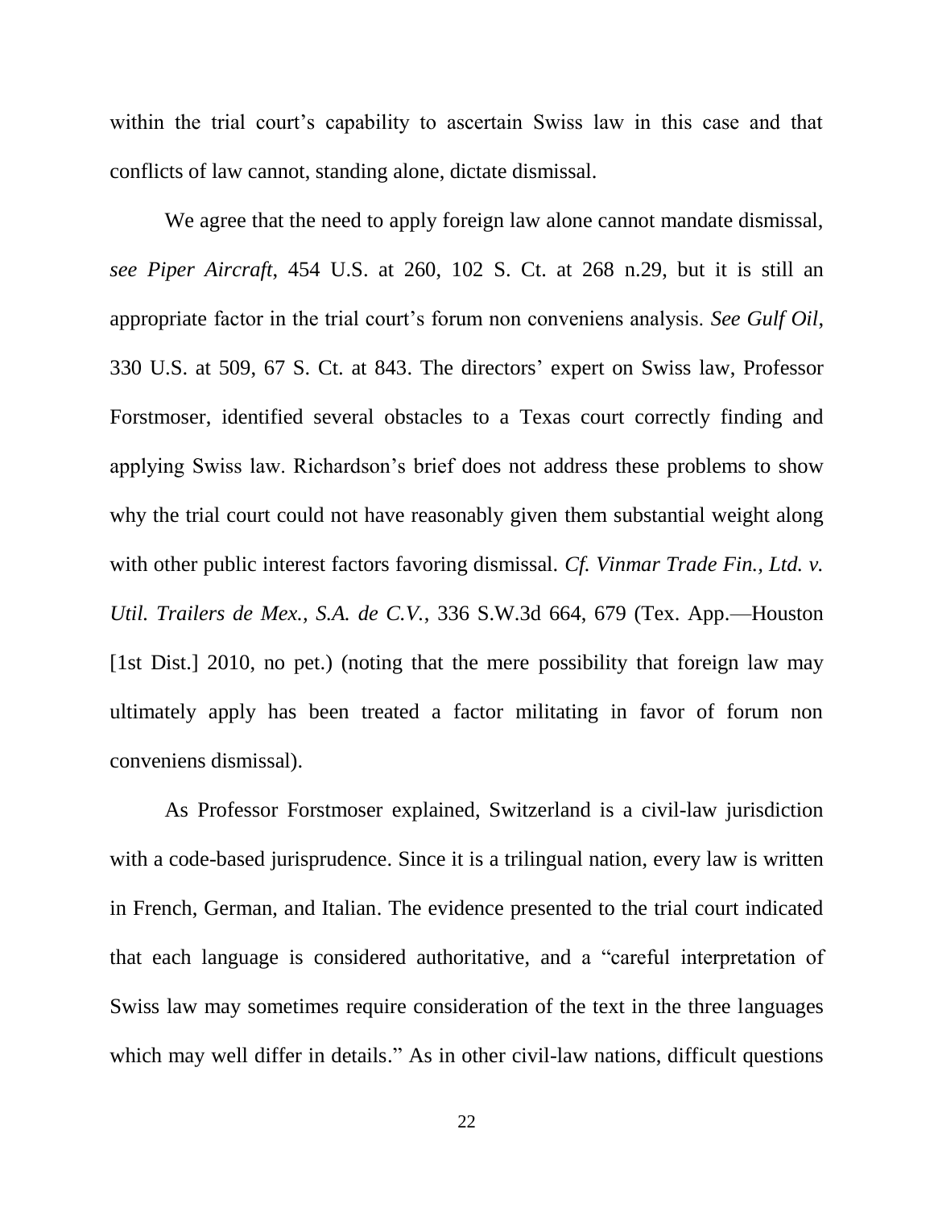within the trial court's capability to ascertain Swiss law in this case and that conflicts of law cannot, standing alone, dictate dismissal.

We agree that the need to apply foreign law alone cannot mandate dismissal, *see Piper Aircraft*, 454 U.S. at 260, 102 S. Ct. at 268 n.29, but it is still an appropriate factor in the trial court's forum non conveniens analysis. *See Gulf Oil*, 330 U.S. at 509, 67 S. Ct. at 843. The directors' expert on Swiss law, Professor Forstmoser, identified several obstacles to a Texas court correctly finding and applying Swiss law. Richardson's brief does not address these problems to show why the trial court could not have reasonably given them substantial weight along with other public interest factors favoring dismissal. *Cf. Vinmar Trade Fin., Ltd. v. Util. Trailers de Mex., S.A. de C.V.*, 336 S.W.3d 664, 679 (Tex. App.—Houston [1st Dist.] 2010, no pet.) (noting that the mere possibility that foreign law may ultimately apply has been treated a factor militating in favor of forum non conveniens dismissal).

As Professor Forstmoser explained, Switzerland is a civil-law jurisdiction with a code-based jurisprudence. Since it is a trilingual nation, every law is written in French, German, and Italian. The evidence presented to the trial court indicated that each language is considered authoritative, and a "careful interpretation of Swiss law may sometimes require consideration of the text in the three languages which may well differ in details." As in other civil-law nations, difficult questions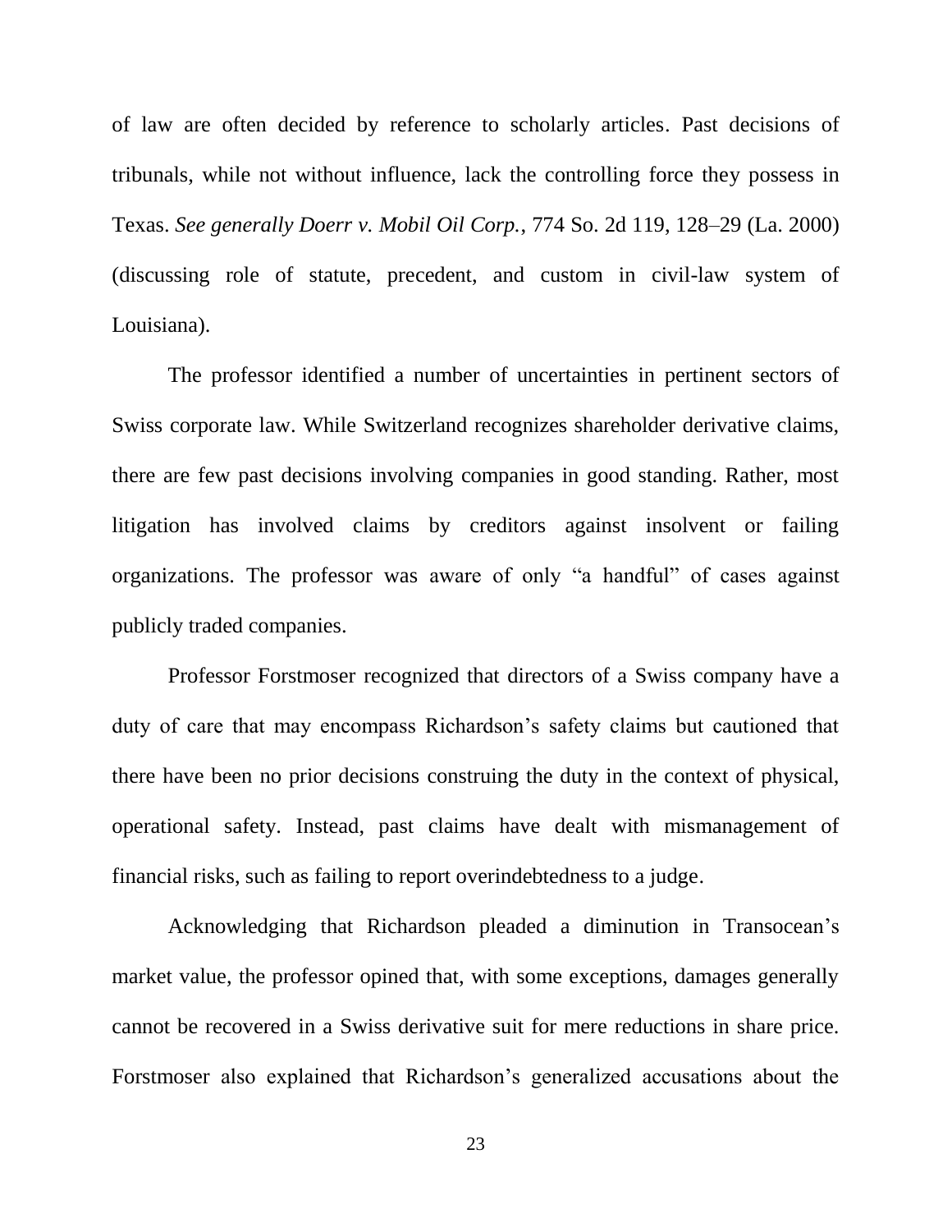of law are often decided by reference to scholarly articles. Past decisions of tribunals, while not without influence, lack the controlling force they possess in Texas. *See generally Doerr v. Mobil Oil Corp.*, 774 So. 2d 119, 128–29 (La. 2000) (discussing role of statute, precedent, and custom in civil-law system of Louisiana).

The professor identified a number of uncertainties in pertinent sectors of Swiss corporate law. While Switzerland recognizes shareholder derivative claims, there are few past decisions involving companies in good standing. Rather, most litigation has involved claims by creditors against insolvent or failing organizations. The professor was aware of only "a handful" of cases against publicly traded companies.

Professor Forstmoser recognized that directors of a Swiss company have a duty of care that may encompass Richardson's safety claims but cautioned that there have been no prior decisions construing the duty in the context of physical, operational safety. Instead, past claims have dealt with mismanagement of financial risks, such as failing to report overindebtedness to a judge.

Acknowledging that Richardson pleaded a diminution in Transocean's market value, the professor opined that, with some exceptions, damages generally cannot be recovered in a Swiss derivative suit for mere reductions in share price. Forstmoser also explained that Richardson's generalized accusations about the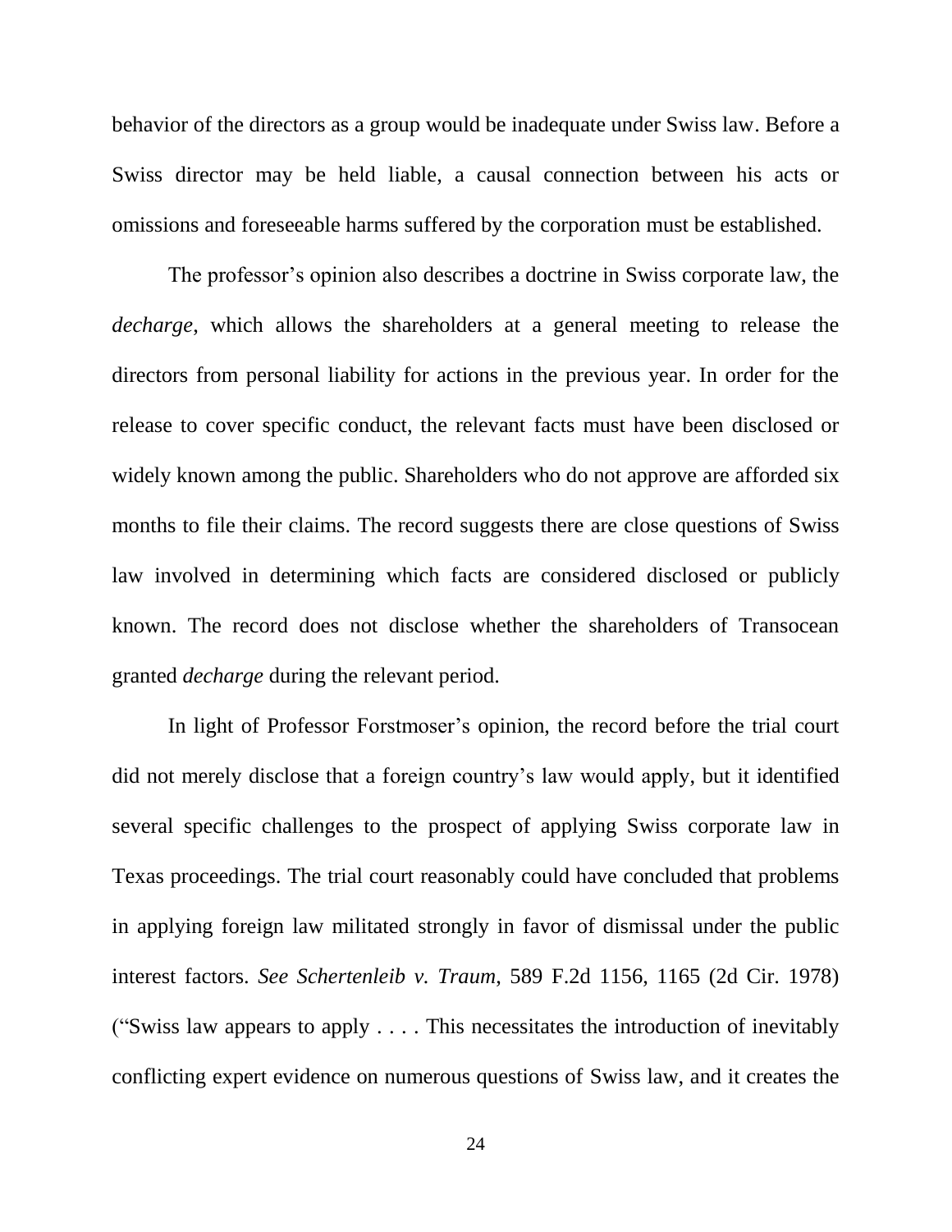behavior of the directors as a group would be inadequate under Swiss law. Before a Swiss director may be held liable, a causal connection between his acts or omissions and foreseeable harms suffered by the corporation must be established.

The professor's opinion also describes a doctrine in Swiss corporate law, the *decharge*, which allows the shareholders at a general meeting to release the directors from personal liability for actions in the previous year. In order for the release to cover specific conduct, the relevant facts must have been disclosed or widely known among the public. Shareholders who do not approve are afforded six months to file their claims. The record suggests there are close questions of Swiss law involved in determining which facts are considered disclosed or publicly known. The record does not disclose whether the shareholders of Transocean granted *decharge* during the relevant period.

In light of Professor Forstmoser's opinion, the record before the trial court did not merely disclose that a foreign country's law would apply, but it identified several specific challenges to the prospect of applying Swiss corporate law in Texas proceedings. The trial court reasonably could have concluded that problems in applying foreign law militated strongly in favor of dismissal under the public interest factors. *See Schertenleib v. Traum*, 589 F.2d 1156, 1165 (2d Cir. 1978) ("Swiss law appears to apply . . . . This necessitates the introduction of inevitably conflicting expert evidence on numerous questions of Swiss law, and it creates the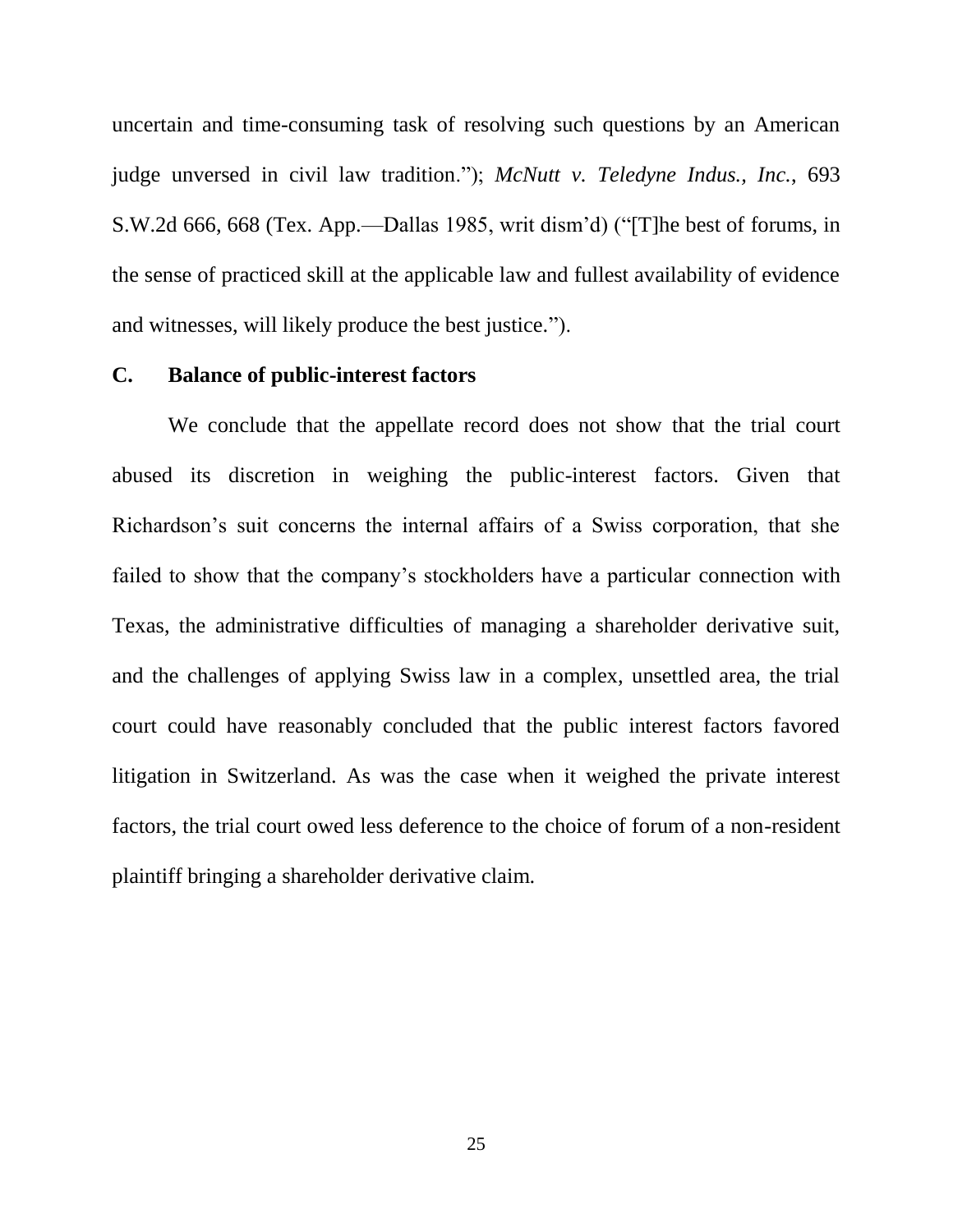uncertain and time-consuming task of resolving such questions by an American judge unversed in civil law tradition."); *McNutt v. Teledyne Indus., Inc.*, 693 S.W.2d 666, 668 (Tex. App.—Dallas 1985, writ dism'd) ("[T]he best of forums, in the sense of practiced skill at the applicable law and fullest availability of evidence and witnesses, will likely produce the best justice.").

### C. Balance of public-interest factors

We conclude that the appellate record does not show that the trial court abused its discretion in weighing the public-interest factors. Given that Richardson's suit concerns the internal affairs of a Swiss corporation, that she failed to show that the company's stockholders have a particular connection with Texas, the administrative difficulties of managing a shareholder derivative suit, and the challenges of applying Swiss law in a complex, unsettled area, the trial court could have reasonably concluded that the public interest factors favored litigation in Switzerland. As was the case when it weighed the private interest factors, the trial court owed less deference to the choice of forum of a non-resident plaintiff bringing a shareholder derivative claim.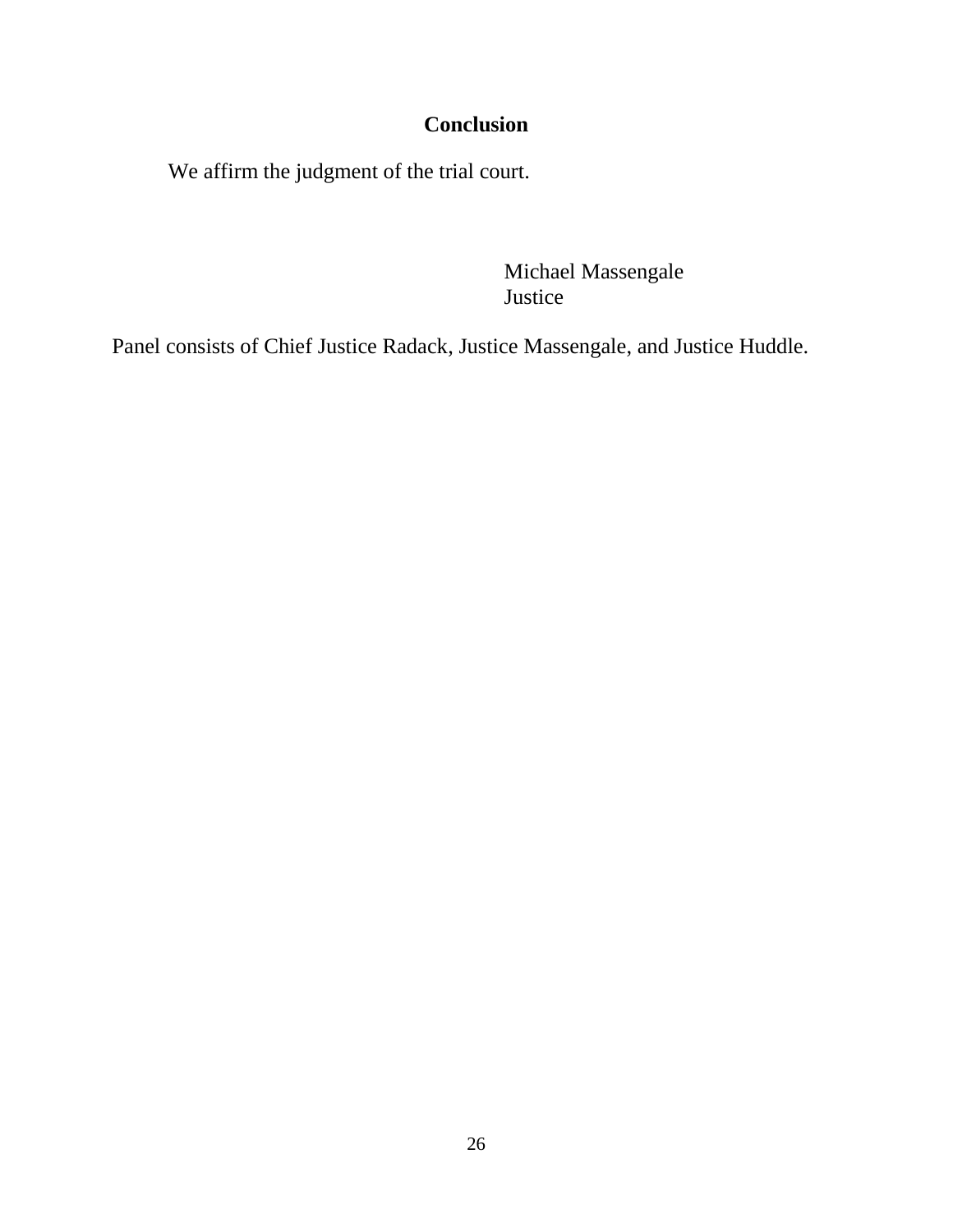## Conclusion

We affirm the judgment of the trial court.

Michael Massengale
Justice

Panel consists of Chief Justice Radack, Justice Massengale, and Justice Huddle.